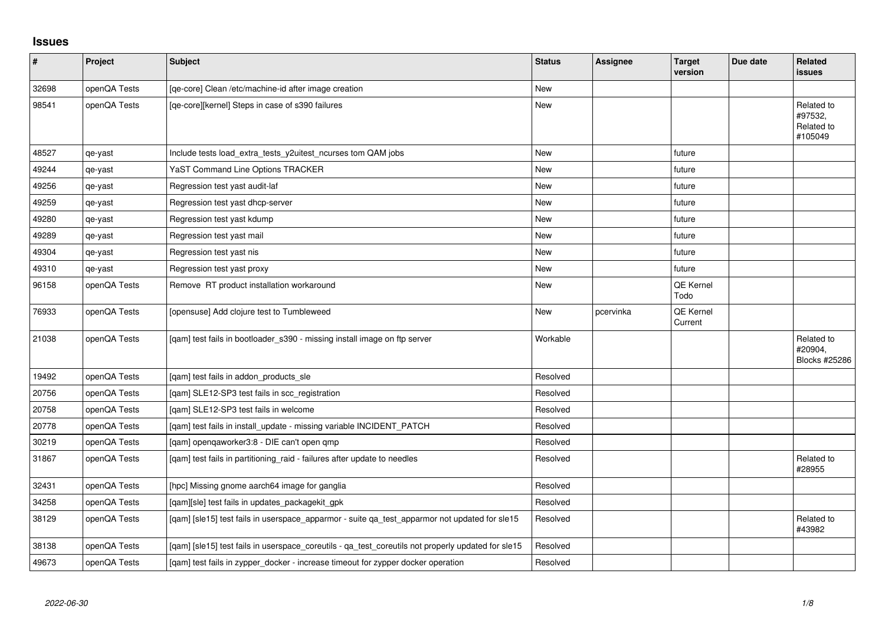# Issues

| # | Project | Subject | Status | Assignee | Target version | Due date | Related issues |
|---|---|---|---|---|---|---|---|
| 32698 | openQA Tests | [qe-core] Clean /etc/machine-id after image creation | New | | | | |
| 98541 | openQA Tests | [qe-core][kernel] Steps in case of s390 failures | New | | | | Related to #97532, Related to #105049 |
| 48527 | qe-yast | Include tests load_extra_tests_y2uitest_ncurses tom QAM jobs | New | | future | | |
| 49244 | qe-yast | YaST Command Line Options TRACKER | New | | future | | |
| 49256 | qe-yast | Regression test yast audit-laf | New | | future | | |
| 49259 | qe-yast | Regression test yast dhcp-server | New | | future | | |
| 49280 | qe-yast | Regression test yast kdump | New | | future | | |
| 49289 | qe-yast | Regression test yast mail | New | | future | | |
| 49304 | qe-yast | Regression test yast nis | New | | future | | |
| 49310 | qe-yast | Regression test yast proxy | New | | future | | |
| 96158 | openQA Tests | Remove RT product installation workaround | New | | QE Kernel Todo | | |
| 76933 | openQA Tests | [opensuse] Add clojure test to Tumbleweed | New | pcervinka | QE Kernel Current | | |
| 21038 | openQA Tests | [qam] test fails in bootloader_s390 - missing install image on ftp server | Workable | | | | Related to #20904, Blocks #25286 |
| 19492 | openQA Tests | [qam] test fails in addon_products_sle | Resolved | | | | |
| 20756 | openQA Tests | [qam] SLE12-SP3 test fails in scc_registration | Resolved | | | | |
| 20758 | openQA Tests | [qam] SLE12-SP3 test fails in welcome | Resolved | | | | |
| 20778 | openQA Tests | [qam] test fails in install_update - missing variable INCIDENT_PATCH | Resolved | | | | |
| 30219 | openQA Tests | [qam] openqaworker3:8 - DIE can't open qmp | Resolved | | | | |
| 31867 | openQA Tests | [qam] test fails in partitioning_raid - failures after update to needles | Resolved | | | | Related to #28955 |
| 32431 | openQA Tests | [hpc] Missing gnome aarch64 image for ganglia | Resolved | | | | |
| 34258 | openQA Tests | [qam][sle] test fails in updates_packagekit_gpk | Resolved | | | | |
| 38129 | openQA Tests | [qam] [sle15] test fails in userspace_apparmor - suite qa_test_apparmor not updated for sle15 | Resolved | | | | Related to #43982 |
| 38138 | openQA Tests | [qam] [sle15] test fails in userspace_coreutils - qa_test_coreutils not properly updated for sle15 | Resolved | | | | |
| 49673 | openQA Tests | [qam] test fails in zypper_docker - increase timeout for zypper docker operation | Resolved | | | | |

*2022-06-30*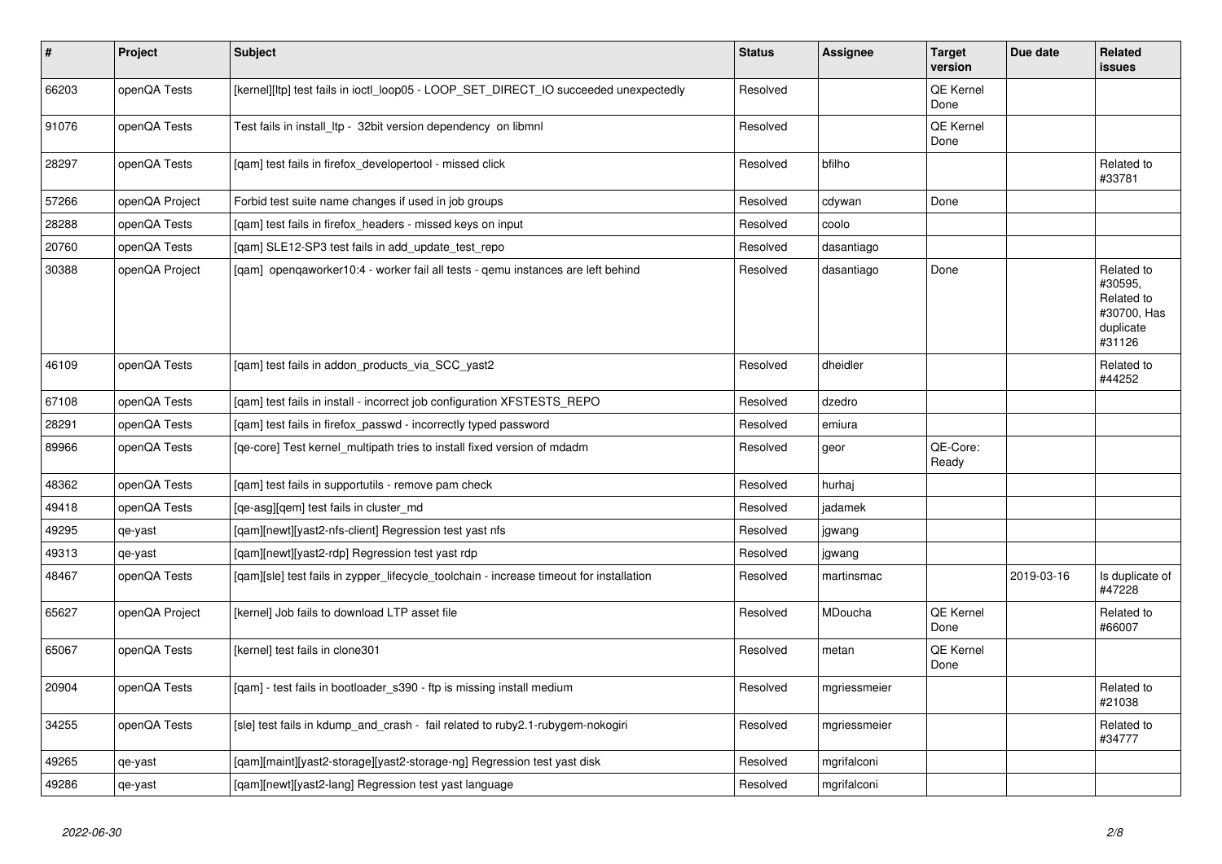| # | Project | Subject | Status | Assignee | Target version | Due date | Related issues |
|---|---|---|---|---|---|---|---|
| 66203 | openQA Tests | [kernel][ltp] test fails in ioctl_loop05 - LOOP_SET_DIRECT_IO succeeded unexpectedly | Resolved | | QE Kernel Done | | |
| 91076 | openQA Tests | Test fails in install_ltp - 32bit version dependency on libmnl | Resolved | | QE Kernel Done | | |
| 28297 | openQA Tests | [qam] test fails in firefox_developertool - missed click | Resolved | bfilho | | | Related to #33781 |
| 57266 | openQA Project | Forbid test suite name changes if used in job groups | Resolved | cdywan | Done | | |
| 28288 | openQA Tests | [qam] test fails in firefox_headers - missed keys on input | Resolved | coolo | | | |
| 20760 | openQA Tests | [qam] SLE12-SP3 test fails in add_update_test_repo | Resolved | dasantiago | | | |
| 30388 | openQA Project | [qam] openqaworker10:4 - worker fail all tests - qemu instances are left behind | Resolved | dasantiago | Done | | Related to #30595, Related to #30700, Has duplicate #31126 |
| 46109 | openQA Tests | [qam] test fails in addon_products_via_SCC_yast2 | Resolved | dheidler | | | Related to #44252 |
| 67108 | openQA Tests | [qam] test fails in install - incorrect job configuration XFSTESTS_REPO | Resolved | dzedro | | | |
| 28291 | openQA Tests | [qam] test fails in firefox_passwd - incorrectly typed password | Resolved | emiura | | | |
| 89966 | openQA Tests | [qe-core] Test kernel_multipath tries to install fixed version of mdadm | Resolved | geor | QE-Core: Ready | | |
| 48362 | openQA Tests | [qam] test fails in supportutils - remove pam check | Resolved | hurhaj | | | |
| 49418 | openQA Tests | [qe-asg][qem] test fails in cluster_md | Resolved | jadamek | | | |
| 49295 | qe-yast | [qam][newt][yast2-nfs-client] Regression test yast nfs | Resolved | jgwang | | | |
| 49313 | qe-yast | [qam][newt][yast2-rdp] Regression test yast rdp | Resolved | jgwang | | | |
| 48467 | openQA Tests | [qam][sle] test fails in zypper_lifecycle_toolchain - increase timeout for installation | Resolved | martinsmac | | 2019-03-16 | Is duplicate of #47228 |
| 65627 | openQA Project | [kernel] Job fails to download LTP asset file | Resolved | MDoucha | QE Kernel Done | | Related to #66007 |
| 65067 | openQA Tests | [kernel] test fails in clone301 | Resolved | metan | QE Kernel Done | | |
| 20904 | openQA Tests | [qam] - test fails in bootloader_s390 - ftp is missing install medium | Resolved | mgriessmeier | | | Related to #21038 |
| 34255 | openQA Tests | [sle] test fails in kdump_and_crash - fail related to ruby2.1-rubygem-nokogiri | Resolved | mgriessmeier | | | Related to #34777 |
| 49265 | qe-yast | [qam][maint][yast2-storage][yast2-storage-ng] Regression test yast disk | Resolved | mgrifalconi | | | |
| 49286 | qe-yast | [qam][newt][yast2-lang] Regression test yast language | Resolved | mgrifalconi | | | |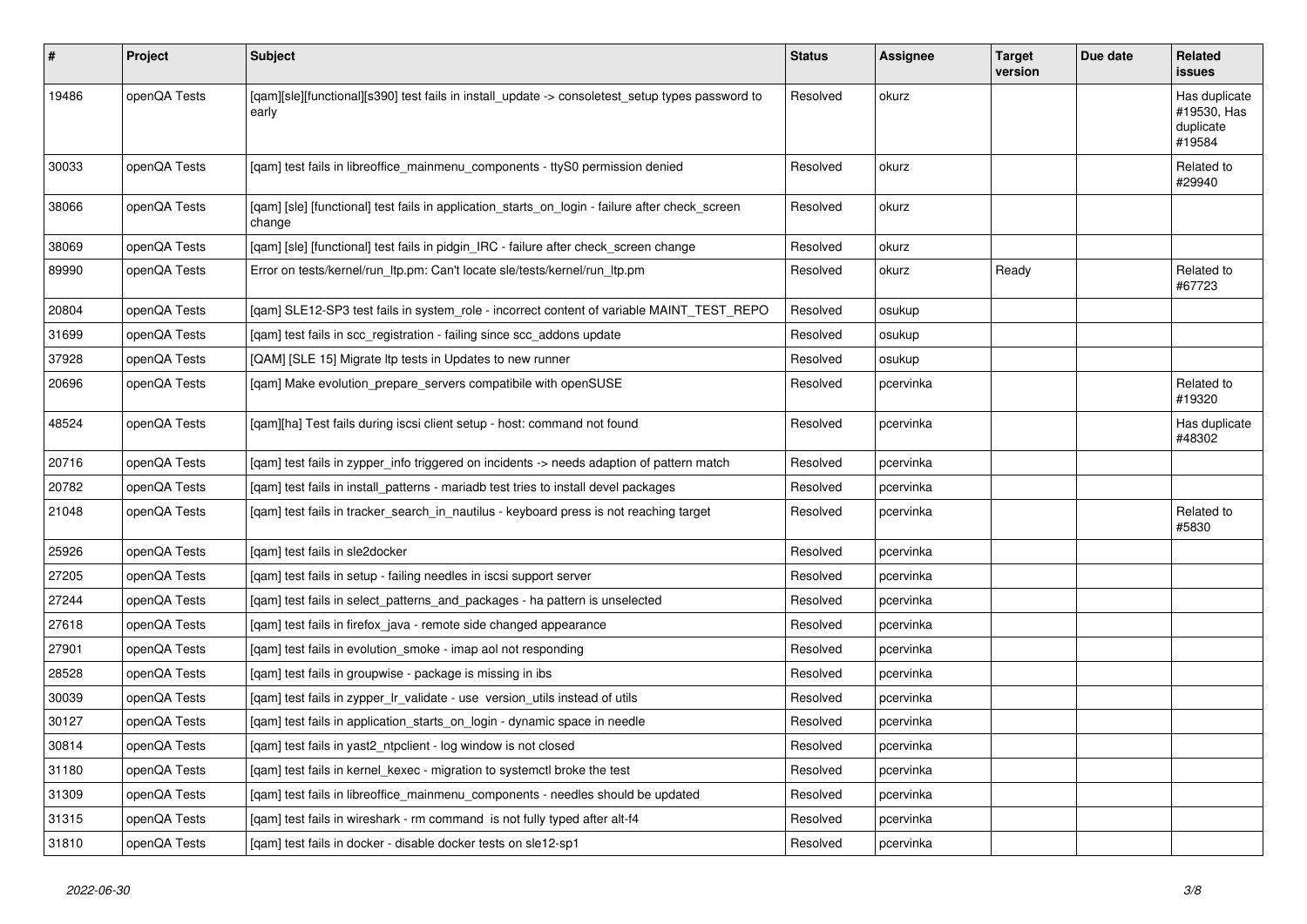| # | Project | Subject | Status | Assignee | Target version | Due date | Related issues |
|---|---|---|---|---|---|---|---|
| 19486 | openQA Tests | [qam][sle][functional][s390] test fails in install_update -> consoletest_setup types password to early | Resolved | okurz | | | Has duplicate #19530, Has duplicate #19584 |
| 30033 | openQA Tests | [qam] test fails in libreoffice_mainmenu_components - ttyS0 permission denied | Resolved | okurz | | | Related to #29940 |
| 38066 | openQA Tests | [qam] [sle] [functional] test fails in application_starts_on_login - failure after check_screen change | Resolved | okurz | | | |
| 38069 | openQA Tests | [qam] [sle] [functional] test fails in pidgin_IRC - failure after check_screen change | Resolved | okurz | | | |
| 89990 | openQA Tests | Error on tests/kernel/run_ltp.pm: Can't locate sle/tests/kernel/run_ltp.pm | Resolved | okurz | Ready | | Related to #67723 |
| 20804 | openQA Tests | [qam] SLE12-SP3 test fails in system_role - incorrect content of variable MAINT_TEST_REPO | Resolved | osukup | | | |
| 31699 | openQA Tests | [qam] test fails in scc_registration - failing since scc_addons update | Resolved | osukup | | | |
| 37928 | openQA Tests | [QAM] [SLE 15] Migrate ltp tests in Updates to new runner | Resolved | osukup | | | |
| 20696 | openQA Tests | [qam] Make evolution_prepare_servers compatibile with openSUSE | Resolved | pcervinka | | | Related to #19320 |
| 48524 | openQA Tests | [qam][ha] Test fails during iscsi client setup - host: command not found | Resolved | pcervinka | | | Has duplicate #48302 |
| 20716 | openQA Tests | [qam] test fails in zypper_info triggered on incidents -> needs adaption of pattern match | Resolved | pcervinka | | | |
| 20782 | openQA Tests | [qam] test fails in install_patterns - mariadb test tries to install devel packages | Resolved | pcervinka | | | |
| 21048 | openQA Tests | [qam] test fails in tracker_search_in_nautilus - keyboard press is not reaching target | Resolved | pcervinka | | | Related to #5830 |
| 25926 | openQA Tests | [qam] test fails in sle2docker | Resolved | pcervinka | | | |
| 27205 | openQA Tests | [qam] test fails in setup - failing needles in iscsi support server | Resolved | pcervinka | | | |
| 27244 | openQA Tests | [qam] test fails in select_patterns_and_packages - ha pattern is unselected | Resolved | pcervinka | | | |
| 27618 | openQA Tests | [qam] test fails in firefox_java - remote side changed appearance | Resolved | pcervinka | | | |
| 27901 | openQA Tests | [qam] test fails in evolution_smoke - imap aol not responding | Resolved | pcervinka | | | |
| 28528 | openQA Tests | [qam] test fails in groupwise - package is missing in ibs | Resolved | pcervinka | | | |
| 30039 | openQA Tests | [qam] test fails in zypper_lr_validate - use version_utils instead of utils | Resolved | pcervinka | | | |
| 30127 | openQA Tests | [qam] test fails in application_starts_on_login - dynamic space in needle | Resolved | pcervinka | | | |
| 30814 | openQA Tests | [qam] test fails in yast2_ntpclient - log window is not closed | Resolved | pcervinka | | | |
| 31180 | openQA Tests | [qam] test fails in kernel_kexec - migration to systemctl broke the test | Resolved | pcervinka | | | |
| 31309 | openQA Tests | [qam] test fails in libreoffice_mainmenu_components - needles should be updated | Resolved | pcervinka | | | |
| 31315 | openQA Tests | [qam] test fails in wireshark - rm command is not fully typed after alt-f4 | Resolved | pcervinka | | | |
| 31810 | openQA Tests | [qam] test fails in docker - disable docker tests on sle12-sp1 | Resolved | pcervinka | | | |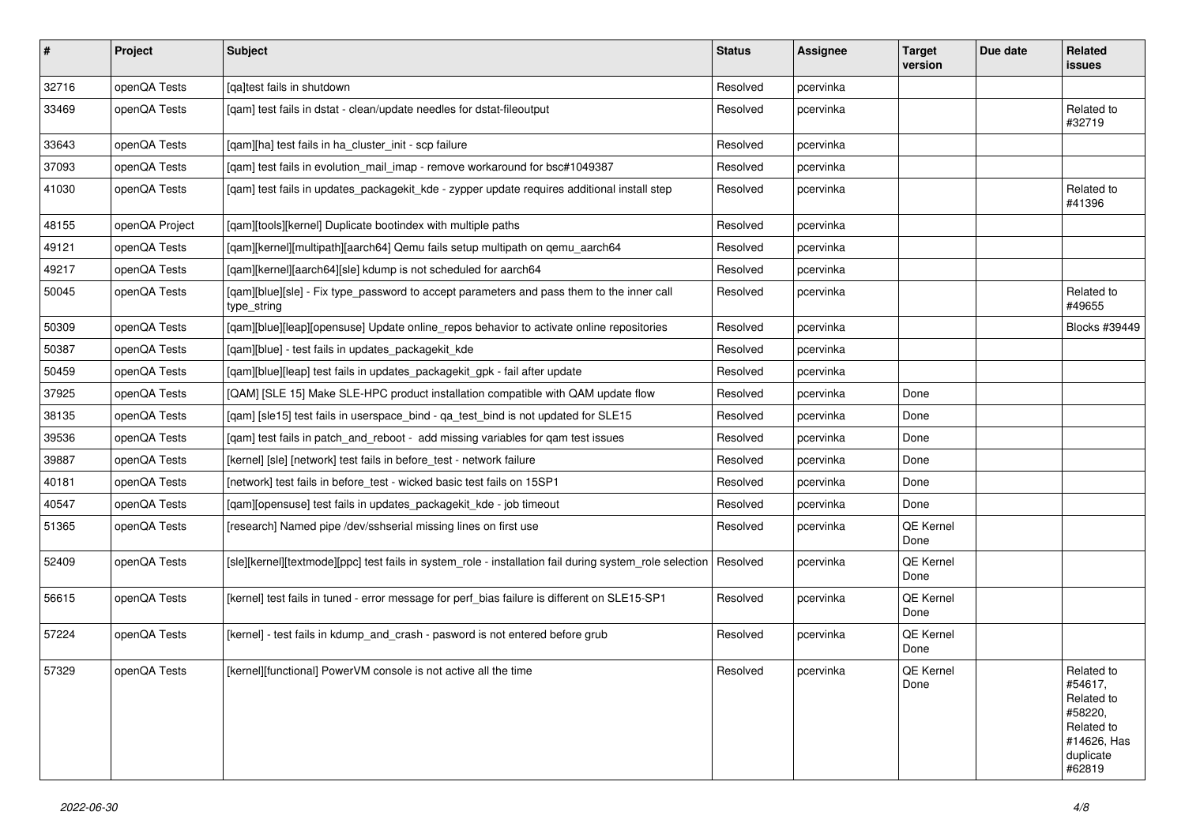| # | Project | Subject | Status | Assignee | Target version | Due date | Related issues |
|---|---|---|---|---|---|---|---|
| 32716 | openQA Tests | [qa]test fails in shutdown | Resolved | pcervinka | | | |
| 33469 | openQA Tests | [qam] test fails in dstat - clean/update needles for dstat-fileoutput | Resolved | pcervinka | | | Related to #32719 |
| 33643 | openQA Tests | [qam][ha] test fails in ha_cluster_init - scp failure | Resolved | pcervinka | | | |
| 37093 | openQA Tests | [qam] test fails in evolution_mail_imap - remove workaround for bsc#1049387 | Resolved | pcervinka | | | |
| 41030 | openQA Tests | [qam] test fails in updates_packagekit_kde - zypper update requires additional install step | Resolved | pcervinka | | | Related to #41396 |
| 48155 | openQA Project | [qam][tools][kernel] Duplicate bootindex with multiple paths | Resolved | pcervinka | | | |
| 49121 | openQA Tests | [qam][kernel][multipath][aarch64] Qemu fails setup multipath on qemu_aarch64 | Resolved | pcervinka | | | |
| 49217 | openQA Tests | [qam][kernel][aarch64][sle] kdump is not scheduled for aarch64 | Resolved | pcervinka | | | |
| 50045 | openQA Tests | [qam][blue][sle] - Fix type_password to accept parameters and pass them to the inner call type_string | Resolved | pcervinka | | | Related to #49655 |
| 50309 | openQA Tests | [qam][blue][leap][opensuse] Update online_repos behavior to activate online repositories | Resolved | pcervinka | | | Blocks #39449 |
| 50387 | openQA Tests | [qam][blue] - test fails in updates_packagekit_kde | Resolved | pcervinka | | | |
| 50459 | openQA Tests | [qam][blue][leap] test fails in updates_packagekit_gpk - fail after update | Resolved | pcervinka | | | |
| 37925 | openQA Tests | [QAM] [SLE 15] Make SLE-HPC product installation compatible with QAM update flow | Resolved | pcervinka | Done | | |
| 38135 | openQA Tests | [qam] [sle15] test fails in userspace_bind - qa_test_bind is not updated for SLE15 | Resolved | pcervinka | Done | | |
| 39536 | openQA Tests | [qam] test fails in patch_and_reboot - add missing variables for qam test issues | Resolved | pcervinka | Done | | |
| 39887 | openQA Tests | [kernel] [sle] [network] test fails in before_test - network failure | Resolved | pcervinka | Done | | |
| 40181 | openQA Tests | [network] test fails in before_test - wicked basic test fails on 15SP1 | Resolved | pcervinka | Done | | |
| 40547 | openQA Tests | [qam][opensuse] test fails in updates_packagekit_kde - job timeout | Resolved | pcervinka | Done | | |
| 51365 | openQA Tests | [research] Named pipe /dev/sshserial missing lines on first use | Resolved | pcervinka | QE Kernel Done | | |
| 52409 | openQA Tests | [sle][kernel][textmode][ppc] test fails in system_role - installation fail during system_role selection | Resolved | pcervinka | QE Kernel Done | | |
| 56615 | openQA Tests | [kernel] test fails in tuned - error message for perf_bias failure is different on SLE15-SP1 | Resolved | pcervinka | QE Kernel Done | | |
| 57224 | openQA Tests | [kernel] - test fails in kdump_and_crash - pasword is not entered before grub | Resolved | pcervinka | QE Kernel Done | | |
| 57329 | openQA Tests | [kernel][functional] PowerVM console is not active all the time | Resolved | pcervinka | QE Kernel Done | | Related to #54617, Related to #58220, Related to #14626, Has duplicate #62819 |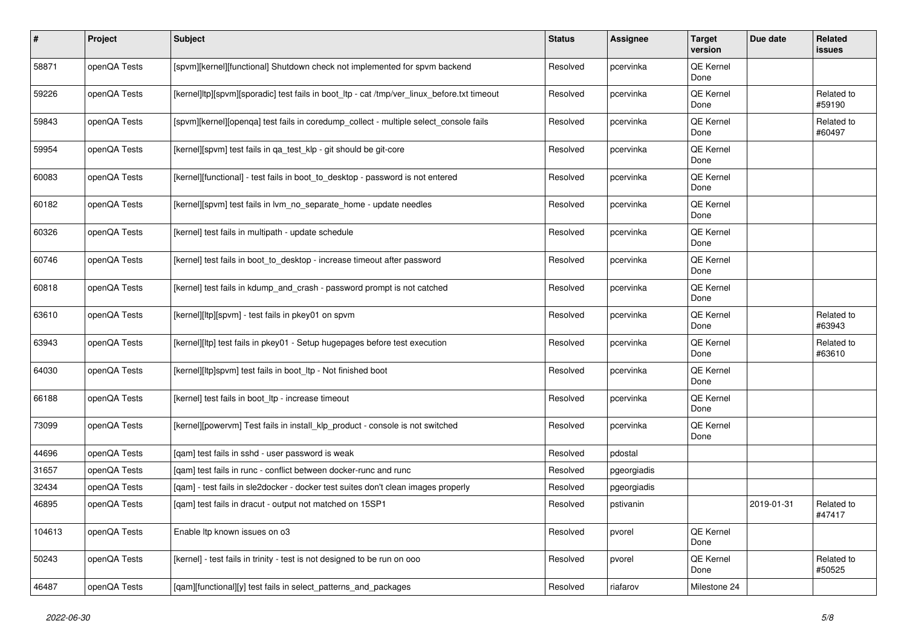| # | Project | Subject | Status | Assignee | Target version | Due date | Related issues |
|---|---|---|---|---|---|---|---|
| 58871 | openQA Tests | [spvm][kernel][functional] Shutdown check not implemented for spvm backend | Resolved | pcervinka | QE Kernel Done | | |
| 59226 | openQA Tests | [kernel]ltp][spvm][sporadic] test fails in boot_ltp - cat /tmp/ver_linux_before.txt timeout | Resolved | pcervinka | QE Kernel Done | | Related to #59190 |
| 59843 | openQA Tests | [spvm][kernel][openqa] test fails in coredump_collect - multiple select_console fails | Resolved | pcervinka | QE Kernel Done | | Related to #60497 |
| 59954 | openQA Tests | [kernel][spvm] test fails in qa_test_klp - git should be git-core | Resolved | pcervinka | QE Kernel Done | | |
| 60083 | openQA Tests | [kernel][functional] - test fails in boot_to_desktop - password is not entered | Resolved | pcervinka | QE Kernel Done | | |
| 60182 | openQA Tests | [kernel][spvm] test fails in lvm_no_separate_home - update needles | Resolved | pcervinka | QE Kernel Done | | |
| 60326 | openQA Tests | [kernel] test fails in multipath - update schedule | Resolved | pcervinka | QE Kernel Done | | |
| 60746 | openQA Tests | [kernel] test fails in boot_to_desktop - increase timeout after password | Resolved | pcervinka | QE Kernel Done | | |
| 60818 | openQA Tests | [kernel] test fails in kdump_and_crash - password prompt is not catched | Resolved | pcervinka | QE Kernel Done | | |
| 63610 | openQA Tests | [kernel][ltp][spvm] - test fails in pkey01 on spvm | Resolved | pcervinka | QE Kernel Done | | Related to #63943 |
| 63943 | openQA Tests | [kernel][ltp] test fails in pkey01 - Setup hugepages before test execution | Resolved | pcervinka | QE Kernel Done | | Related to #63610 |
| 64030 | openQA Tests | [kernel][ltp]spvm] test fails in boot_ltp - Not finished boot | Resolved | pcervinka | QE Kernel Done | | |
| 66188 | openQA Tests | [kernel] test fails in boot_ltp - increase timeout | Resolved | pcervinka | QE Kernel Done | | |
| 73099 | openQA Tests | [kernel][powervm] Test fails in install_klp_product - console is not switched | Resolved | pcervinka | QE Kernel Done | | |
| 44696 | openQA Tests | [qam] test fails in sshd - user password is weak | Resolved | pdostal | | | |
| 31657 | openQA Tests | [qam] test fails in runc - conflict between docker-runc and runc | Resolved | pgeorgiadis | | | |
| 32434 | openQA Tests | [qam] - test fails in sle2docker - docker test suites don't clean images properly | Resolved | pgeorgiadis | | | |
| 46895 | openQA Tests | [qam] test fails in dracut - output not matched on 15SP1 | Resolved | pstivanin | | 2019-01-31 | Related to #47417 |
| 104613 | openQA Tests | Enable ltp known issues on o3 | Resolved | pvorel | QE Kernel Done | | |
| 50243 | openQA Tests | [kernel] - test fails in trinity - test is not designed to be run on ooo | Resolved | pvorel | QE Kernel Done | | Related to #50525 |
| 46487 | openQA Tests | [qam][functional][y] test fails in select_patterns_and_packages | Resolved | riafarov | Milestone 24 | | |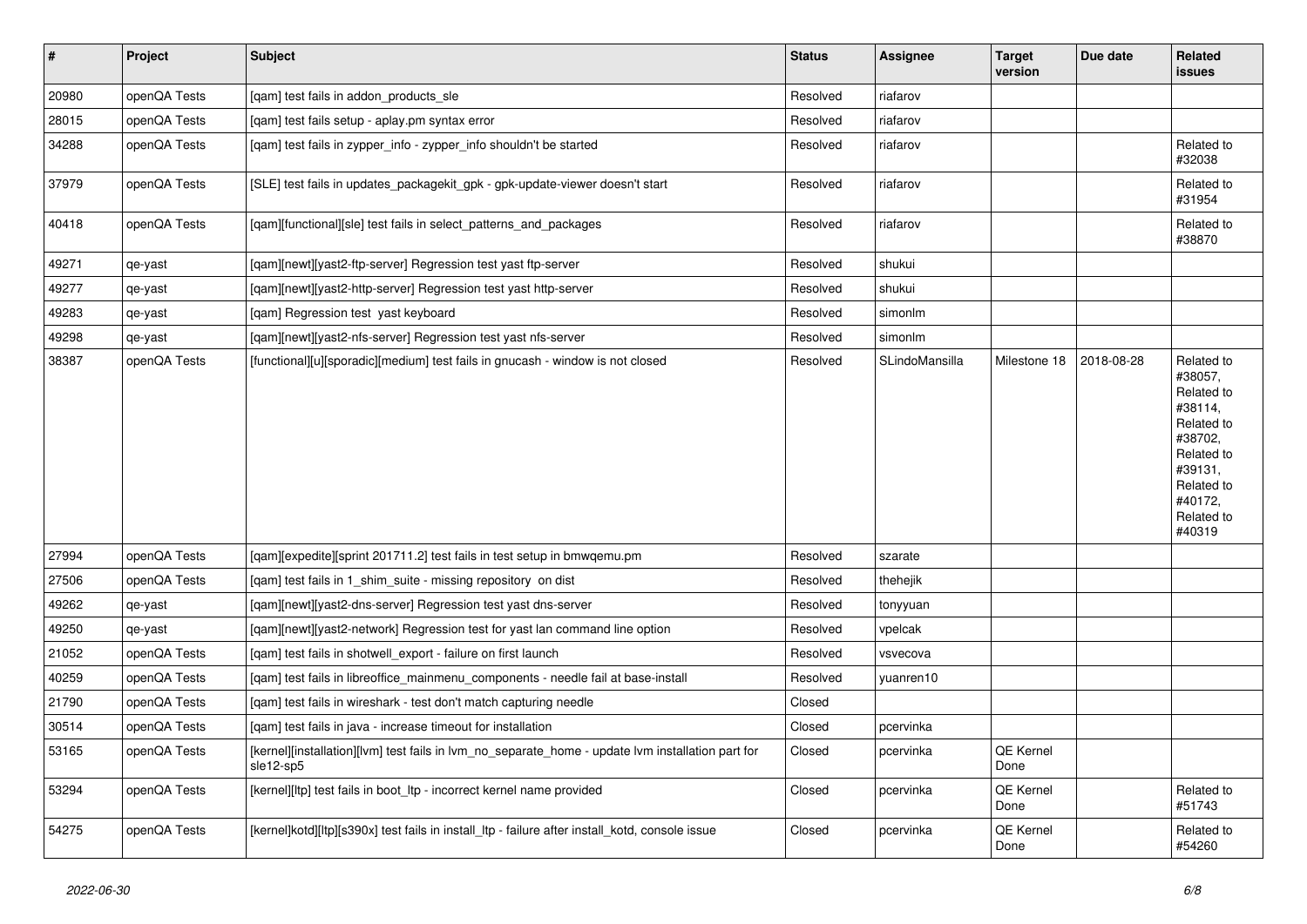| # | Project | Subject | Status | Assignee | Target version | Due date | Related issues |
|---|---|---|---|---|---|---|---|
| 20980 | openQA Tests | [qam] test fails in addon_products_sle | Resolved | riafarov | | | |
| 28015 | openQA Tests | [qam] test fails setup - aplay.pm syntax error | Resolved | riafarov | | | |
| 34288 | openQA Tests | [qam] test fails in zypper_info - zypper_info shouldn't be started | Resolved | riafarov | | | Related to #32038 |
| 37979 | openQA Tests | [SLE] test fails in updates_packagekit_gpk - gpk-update-viewer doesn't start | Resolved | riafarov | | | Related to #31954 |
| 40418 | openQA Tests | [qam][functional][sle] test fails in select_patterns_and_packages | Resolved | riafarov | | | Related to #38870 |
| 49271 | qe-yast | [qam][newt][yast2-ftp-server] Regression test yast ftp-server | Resolved | shukui | | | |
| 49277 | qe-yast | [qam][newt][yast2-http-server] Regression test yast http-server | Resolved | shukui | | | |
| 49283 | qe-yast | [qam] Regression test yast keyboard | Resolved | simonlm | | | |
| 49298 | qe-yast | [qam][newt][yast2-nfs-server] Regression test yast nfs-server | Resolved | simonlm | | | |
| 38387 | openQA Tests | [functional][u][sporadic][medium] test fails in gnucash - window is not closed | Resolved | SLindoMansilla | Milestone 18 | 2018-08-28 | Related to #38057, Related to #38114, Related to #38702, Related to #39131, Related to #40172, Related to #40319 |
| 27994 | openQA Tests | [qam][expedite][sprint 201711.2] test fails in test setup in bmwqemu.pm | Resolved | szarate | | | |
| 27506 | openQA Tests | [qam] test fails in 1_shim_suite - missing repository on dist | Resolved | thehejik | | | |
| 49262 | qe-yast | [qam][newt][yast2-dns-server] Regression test yast dns-server | Resolved | tonyyuan | | | |
| 49250 | qe-yast | [qam][newt][yast2-network] Regression test for yast lan command line option | Resolved | vpelcak | | | |
| 21052 | openQA Tests | [qam] test fails in shotwell_export - failure on first launch | Resolved | vsvecova | | | |
| 40259 | openQA Tests | [qam] test fails in libreoffice_mainmenu_components - needle fail at base-install | Resolved | yuanren10 | | | |
| 21790 | openQA Tests | [qam] test fails in wireshark - test don't match capturing needle | Closed | | | | |
| 30514 | openQA Tests | [qam] test fails in java - increase timeout for installation | Closed | pcervinka | | | |
| 53165 | openQA Tests | [kernel][installation][lvm] test fails in lvm_no_separate_home - update lvm installation part for sle12-sp5 | Closed | pcervinka | QE Kernel Done | | |
| 53294 | openQA Tests | [kernel][ltp] test fails in boot_ltp - incorrect kernel name provided | Closed | pcervinka | QE Kernel Done | | Related to #51743 |
| 54275 | openQA Tests | [kernel]kotd][ltp][s390x] test fails in install_ltp - failure after install_kotd, console issue | Closed | pcervinka | QE Kernel Done | | Related to #54260 |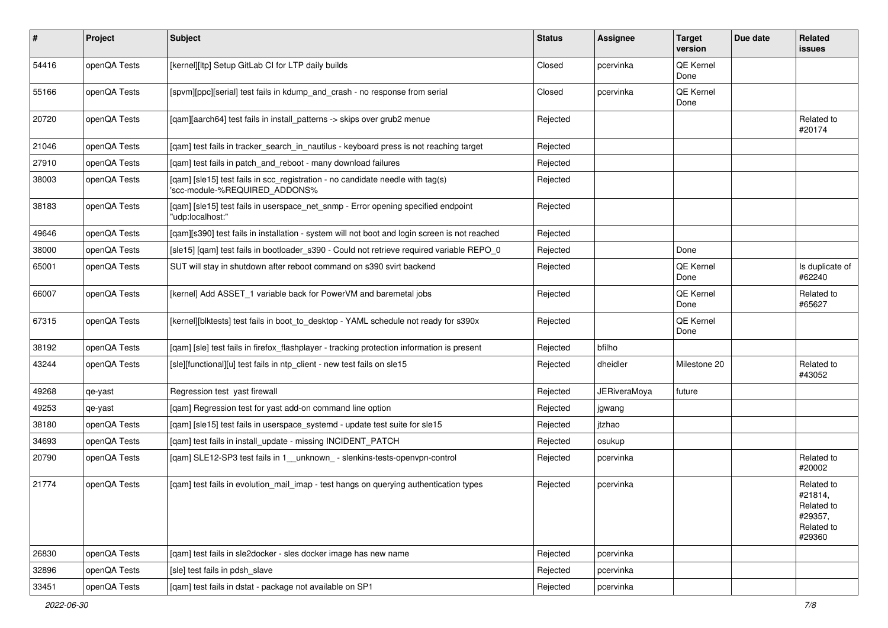| # | Project | Subject | Status | Assignee | Target version | Due date | Related issues |
|---|---|---|---|---|---|---|---|
| 54416 | openQA Tests | [kernel][ltp] Setup GitLab CI for LTP daily builds | Closed | pcervinka | QE Kernel Done | | |
| 55166 | openQA Tests | [spvm][ppc][serial] test fails in kdump_and_crash - no response from serial | Closed | pcervinka | QE Kernel Done | | |
| 20720 | openQA Tests | [qam][aarch64] test fails in install_patterns -> skips over grub2 menue | Rejected | | | | Related to #20174 |
| 21046 | openQA Tests | [qam] test fails in tracker_search_in_nautilus - keyboard press is not reaching target | Rejected | | | | |
| 27910 | openQA Tests | [qam] test fails in patch_and_reboot - many download failures | Rejected | | | | |
| 38003 | openQA Tests | [qam] [sle15] test fails in scc_registration - no candidate needle with tag(s) 'scc-module-%REQUIRED_ADDONS% | Rejected | | | | |
| 38183 | openQA Tests | [qam] [sle15] test fails in userspace_net_snmp - Error opening specified endpoint "udp:localhost:" | Rejected | | | | |
| 49646 | openQA Tests | [qam][s390] test fails in installation - system will not boot and login screen is not reached | Rejected | | | | |
| 38000 | openQA Tests | [sle15] [qam] test fails in bootloader_s390 - Could not retrieve required variable REPO_0 | Rejected | | Done | | |
| 65001 | openQA Tests | SUT will stay in shutdown after reboot command on s390 svirt backend | Rejected | | QE Kernel Done | | Is duplicate of #62240 |
| 66007 | openQA Tests | [kernel] Add ASSET_1 variable back for PowerVM and baremetal jobs | Rejected | | QE Kernel Done | | Related to #65627 |
| 67315 | openQA Tests | [kernel][blktests] test fails in boot_to_desktop - YAML schedule not ready for s390x | Rejected | | QE Kernel Done | | |
| 38192 | openQA Tests | [qam] [sle] test fails in firefox_flashplayer - tracking protection information is present | Rejected | bfilho | | | |
| 43244 | openQA Tests | [sle][functional][u] test fails in ntp_client - new test fails on sle15 | Rejected | dheidler | Milestone 20 | | Related to #43052 |
| 49268 | qe-yast | Regression test yast firewall | Rejected | JERiveraMoya | future | | |
| 49253 | qe-yast | [qam] Regression test for yast add-on command line option | Rejected | jgwang | | | |
| 38180 | openQA Tests | [qam] [sle15] test fails in userspace_systemd - update test suite for sle15 | Rejected | jtzhao | | | |
| 34693 | openQA Tests | [qam] test fails in install_update - missing INCIDENT_PATCH | Rejected | osukup | | | |
| 20790 | openQA Tests | [qam] SLE12-SP3 test fails in 1__unknown_ - slenkins-tests-openvpn-control | Rejected | pcervinka | | | Related to #20002 |
| 21774 | openQA Tests | [qam] test fails in evolution_mail_imap - test hangs on querying authentication types | Rejected | pcervinka | | | Related to #21814, Related to #29357, Related to #29360 |
| 26830 | openQA Tests | [qam] test fails in sle2docker - sles docker image has new name | Rejected | pcervinka | | | |
| 32896 | openQA Tests | [sle] test fails in pdsh_slave | Rejected | pcervinka | | | |
| 33451 | openQA Tests | [qam] test fails in dstat - package not available on SP1 | Rejected | pcervinka | | | |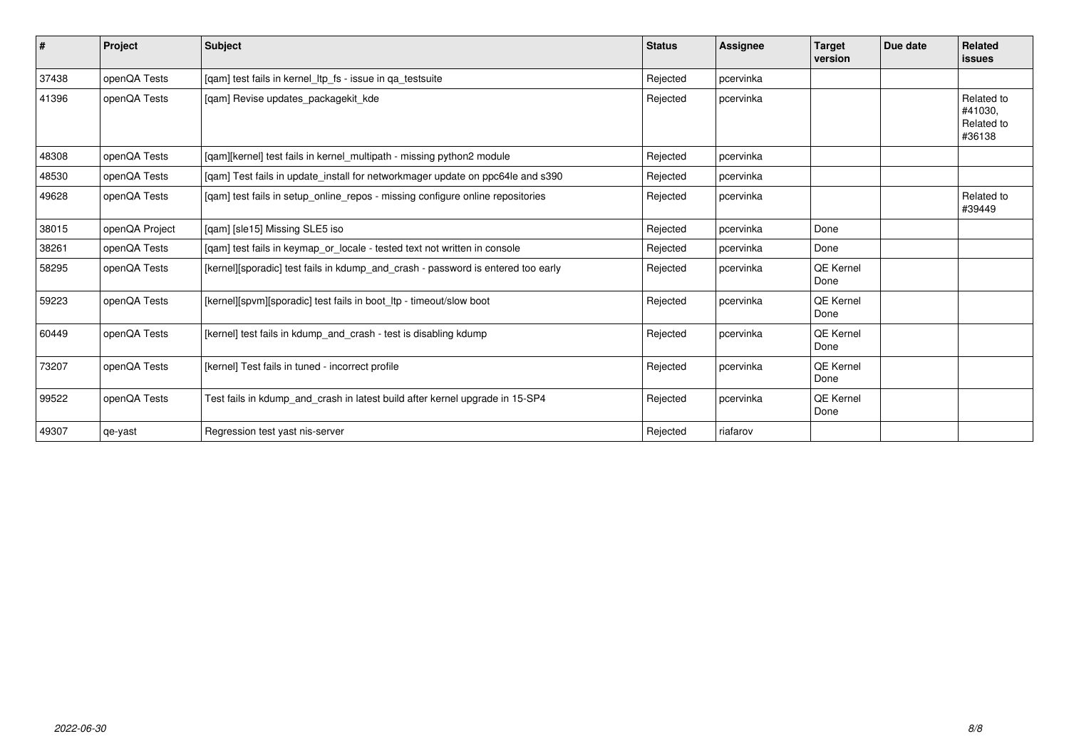| # | Project | Subject | Status | Assignee | Target version | Due date | Related issues |
|---|---|---|---|---|---|---|---|
| 37438 | openQA Tests | [qam] test fails in kernel_ltp_fs - issue in qa_testsuite | Rejected | pcervinka | | | |
| 41396 | openQA Tests | [qam] Revise updates_packagekit_kde | Rejected | pcervinka | | | Related to #41030, Related to #36138 |
| 48308 | openQA Tests | [qam][kernel] test fails in kernel_multipath - missing python2 module | Rejected | pcervinka | | | |
| 48530 | openQA Tests | [qam] Test fails in update_install for networkmager update on ppc64le and s390 | Rejected | pcervinka | | | |
| 49628 | openQA Tests | [qam] test fails in setup_online_repos - missing configure online repositories | Rejected | pcervinka | | | Related to #39449 |
| 38015 | openQA Project | [qam] [sle15] Missing SLE5 iso | Rejected | pcervinka | Done | | |
| 38261 | openQA Tests | [qam] test fails in keymap_or_locale - tested text not written in console | Rejected | pcervinka | Done | | |
| 58295 | openQA Tests | [kernel][sporadic] test fails in kdump_and_crash - password is entered too early | Rejected | pcervinka | QE Kernel Done | | |
| 59223 | openQA Tests | [kernel][spvm][sporadic] test fails in boot_ltp - timeout/slow boot | Rejected | pcervinka | QE Kernel Done | | |
| 60449 | openQA Tests | [kernel] test fails in kdump_and_crash - test is disabling kdump | Rejected | pcervinka | QE Kernel Done | | |
| 73207 | openQA Tests | [kernel] Test fails in tuned - incorrect profile | Rejected | pcervinka | QE Kernel Done | | |
| 99522 | openQA Tests | Test fails in kdump_and_crash in latest build after kernel upgrade in 15-SP4 | Rejected | pcervinka | QE Kernel Done | | |
| 49307 | qe-yast | Regression test yast nis-server | Rejected | riafarov | | | |